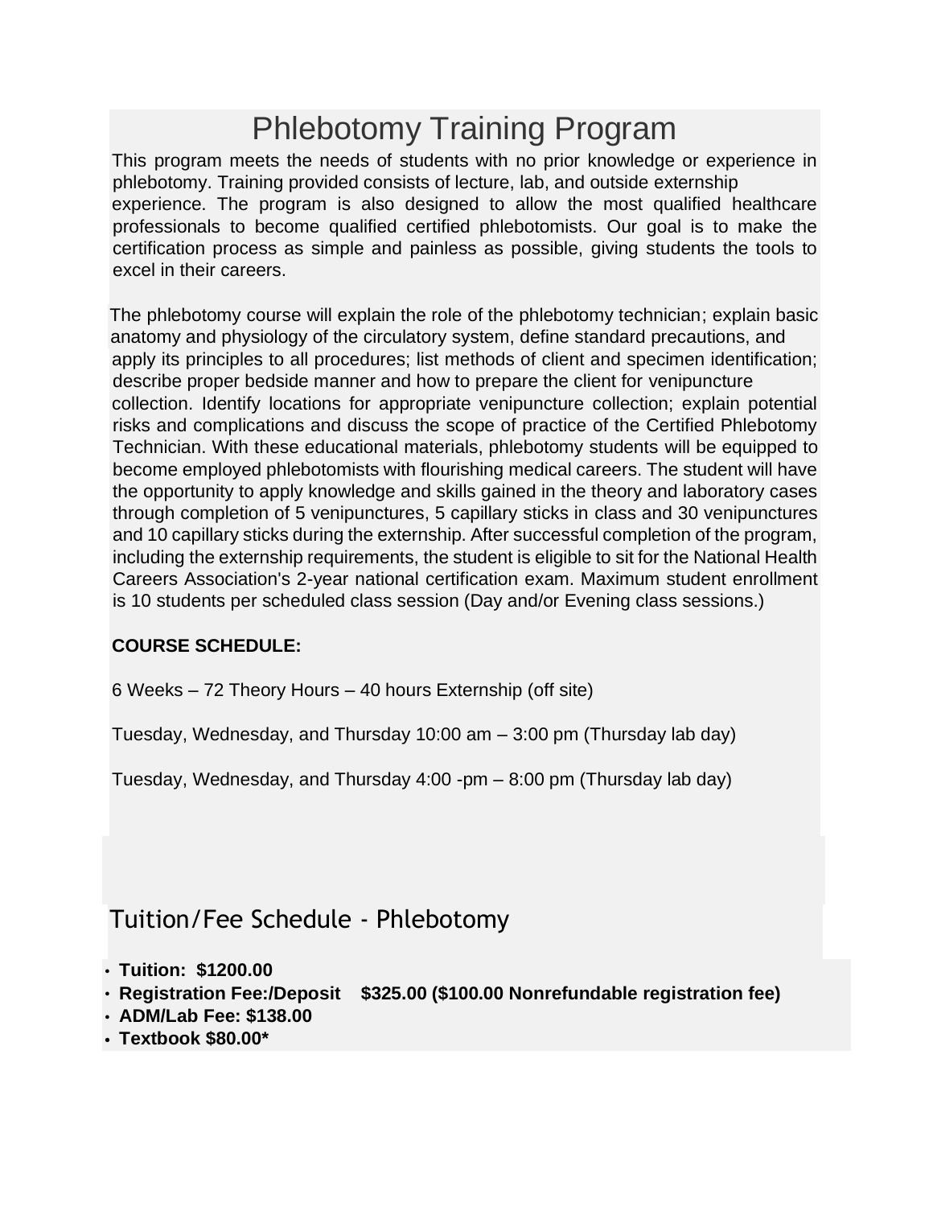# Phlebotomy Training Program

This program meets the needs of students with no prior knowledge or experience in phlebotomy. Training provided consists of lecture, lab, and outside externship experience. The program is also designed to allow the most qualified healthcare professionals to become qualified certified phlebotomists. Our goal is to make the certification process as simple and painless as possible, giving students the tools to excel in their careers.

The phlebotomy course will explain the role of the phlebotomy technician; explain basic anatomy and physiology of the circulatory system, define standard precautions, and apply its principles to all procedures; list methods of client and specimen identification; describe proper bedside manner and how to prepare the client for venipuncture collection. Identify locations for appropriate venipuncture collection; explain potential risks and complications and discuss the scope of practice of the Certified Phlebotomy Technician. With these educational materials, phlebotomy students will be equipped to become employed phlebotomists with flourishing medical careers. The student will have the opportunity to apply knowledge and skills gained in the theory and laboratory cases through completion of 5 venipunctures, 5 capillary sticks in class and 30 venipunctures and 10 capillary sticks during the externship. After successful completion of the program, including the externship requirements, the student is eligible to sit for the National Health Careers Association's 2-year national certification exam. Maximum student enrollment is 10 students per scheduled class session (Day and/or Evening class sessions.)

**COURSE SCHEDULE:**

6 Weeks – 72 Theory Hours – 40 hours Externship (off site)

Tuesday, Wednesday, and Thursday 10:00 am – 3:00 pm (Thursday lab day)

Tuesday, Wednesday, and Thursday 4:00 -pm – 8:00 pm (Thursday lab day)

## Tuition/Fee Schedule - Phlebotomy

- **Tuition: $1200.00**
- **Registration Fee:/Deposit $325.00 ($100.00 Nonrefundable registration fee)**
- **ADM/Lab Fee: $138.00**
- **Textbook $80.00***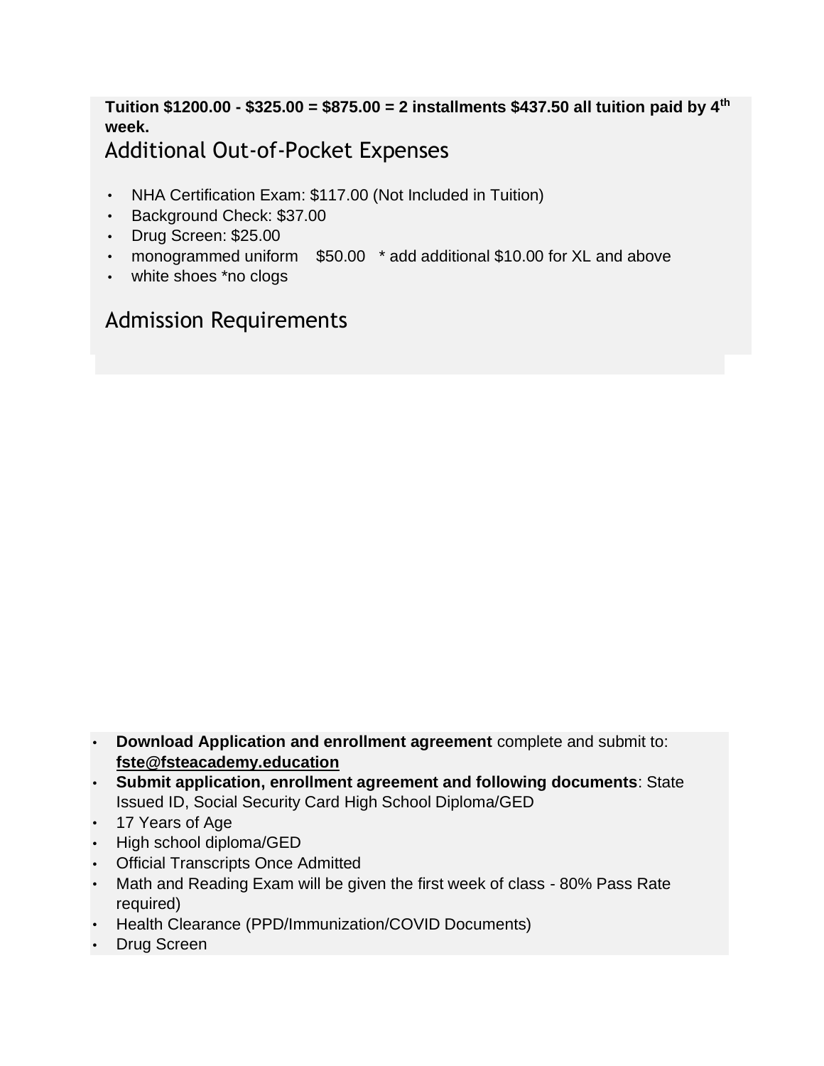**Tuition $1200.00 - $325.00 = $875.00 = 2 installments $437.50 all tuition paid by 4th week.**

## Additional Out-of-Pocket Expenses

- NHA Certification Exam: $117.00 (Not Included in Tuition)
- Background Check: $37.00
- Drug Screen: $25.00
- monogrammed uniform $50.00 * add additional $10.00 for XL and above
- white shoes *no clogs

## Admission Requirements

- **Download Application and enrollment agreement** complete and submit to: **fste@fsteacademy.education**
- **Submit application, enrollment agreement and following documents**: State Issued ID, Social Security Card High School Diploma/GED
- 17 Years of Age
- High school diploma/GED
- Official Transcripts Once Admitted
- Math and Reading Exam will be given the first week of class - 80% Pass Rate required)
- Health Clearance (PPD/Immunization/COVID Documents)
- Drug Screen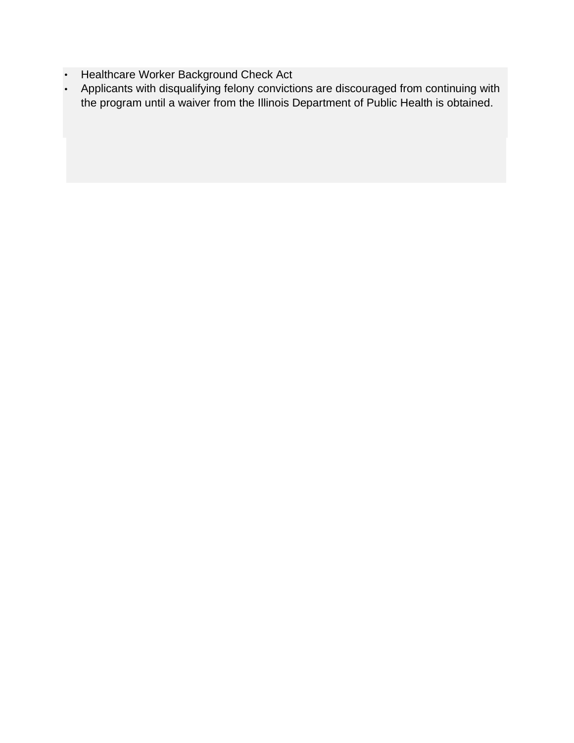- Healthcare Worker Background Check Act
- Applicants with disqualifying felony convictions are discouraged from continuing with the program until a waiver from the Illinois Department of Public Health is obtained.